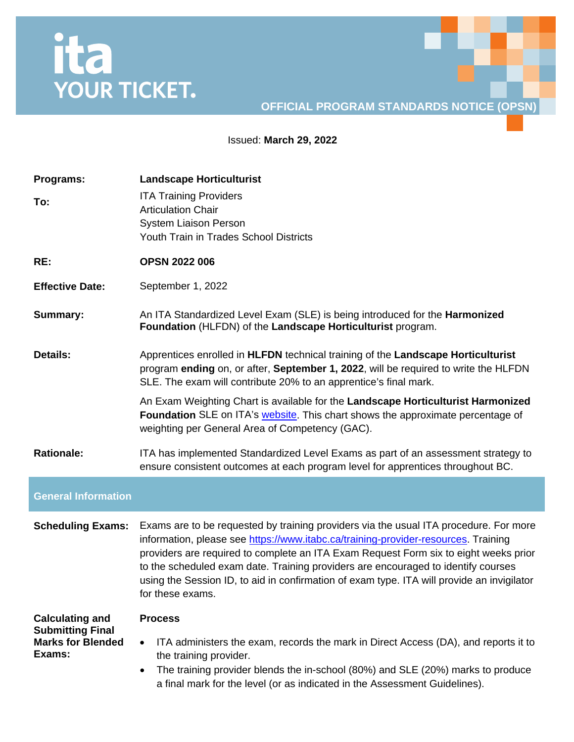ita
YOUR TICKET.

**OFFICIAL PROGRAM STANDARDS NOTICE (OPSN)**

Issued: **March 29, 2022**

| | |
|---|---|
| **Programs:** | **Landscape Horticulturist** |
| **To:** | ITA Training Providers<br>Articulation Chair<br>System Liaison Person<br>Youth Train in Trades School Districts |
| **RE:** | **OPSN 2022 006** |
| **Effective Date:** | September 1, 2022 |
| **Summary:** | An ITA Standardized Level Exam (SLE) is being introduced for the **Harmonized Foundation** (HLFDN) of the **Landscape Horticulturist** program. |
| **Details:** | Apprentices enrolled in **HLFDN** technical training of the **Landscape Horticulturist** program **ending** on, or after, **September 1, 2022**, will be required to write the HLFDN SLE. The exam will contribute 20% to an apprentice's final mark.<br><br>An Exam Weighting Chart is available for the **Landscape Horticulturist Harmonized Foundation** SLE on ITA's website. This chart shows the approximate percentage of weighting per General Area of Competency (GAC). |
| **Rationale:** | ITA has implemented Standardized Level Exams as part of an assessment strategy to ensure consistent outcomes at each program level for apprentices throughout BC. |

## General Information

**Scheduling Exams:**

Exams are to be requested by training providers via the usual ITA procedure. For more information, please see https://www.itabc.ca/training-provider-resources. Training providers are required to complete an ITA Exam Request Form six to eight weeks prior to the scheduled exam date. Training providers are encouraged to identify courses using the Session ID, to aid in confirmation of exam type. ITA will provide an invigilator for these exams.

**Calculating and Submitting Final Marks for Blended Exams:**

**Process**

- ITA administers the exam, records the mark in Direct Access (DA), and reports it to the training provider.
- The training provider blends the in-school (80%) and SLE (20%) marks to produce a final mark for the level (or as indicated in the Assessment Guidelines).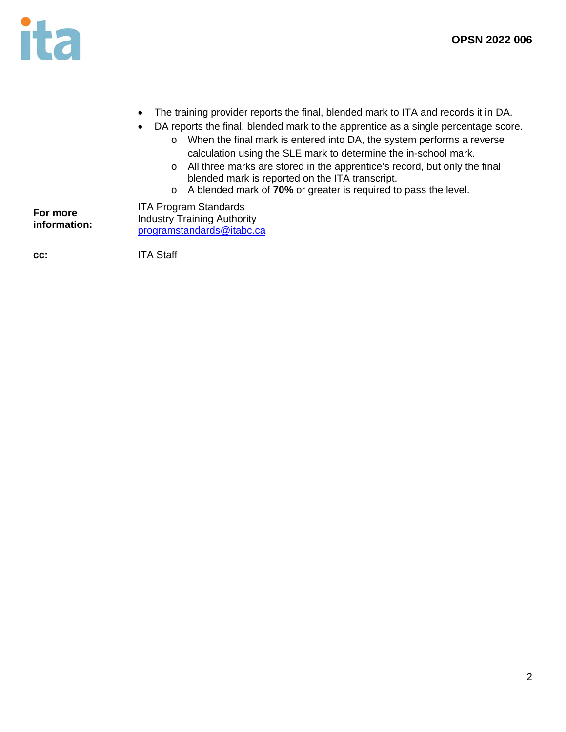- The training provider reports the final, blended mark to ITA and records it in DA.
- DA reports the final, blended mark to the apprentice as a single percentage score.
  - When the final mark is entered into DA, the system performs a reverse calculation using the SLE mark to determine the in-school mark.
  - All three marks are stored in the apprentice's record, but only the final blended mark is reported on the ITA transcript.
  - A blended mark of **70%** or greater is required to pass the level.

**For more information:**

ITA Program Standards
Industry Training Authority
programstandards@itabc.ca

**cc:**

ITA Staff